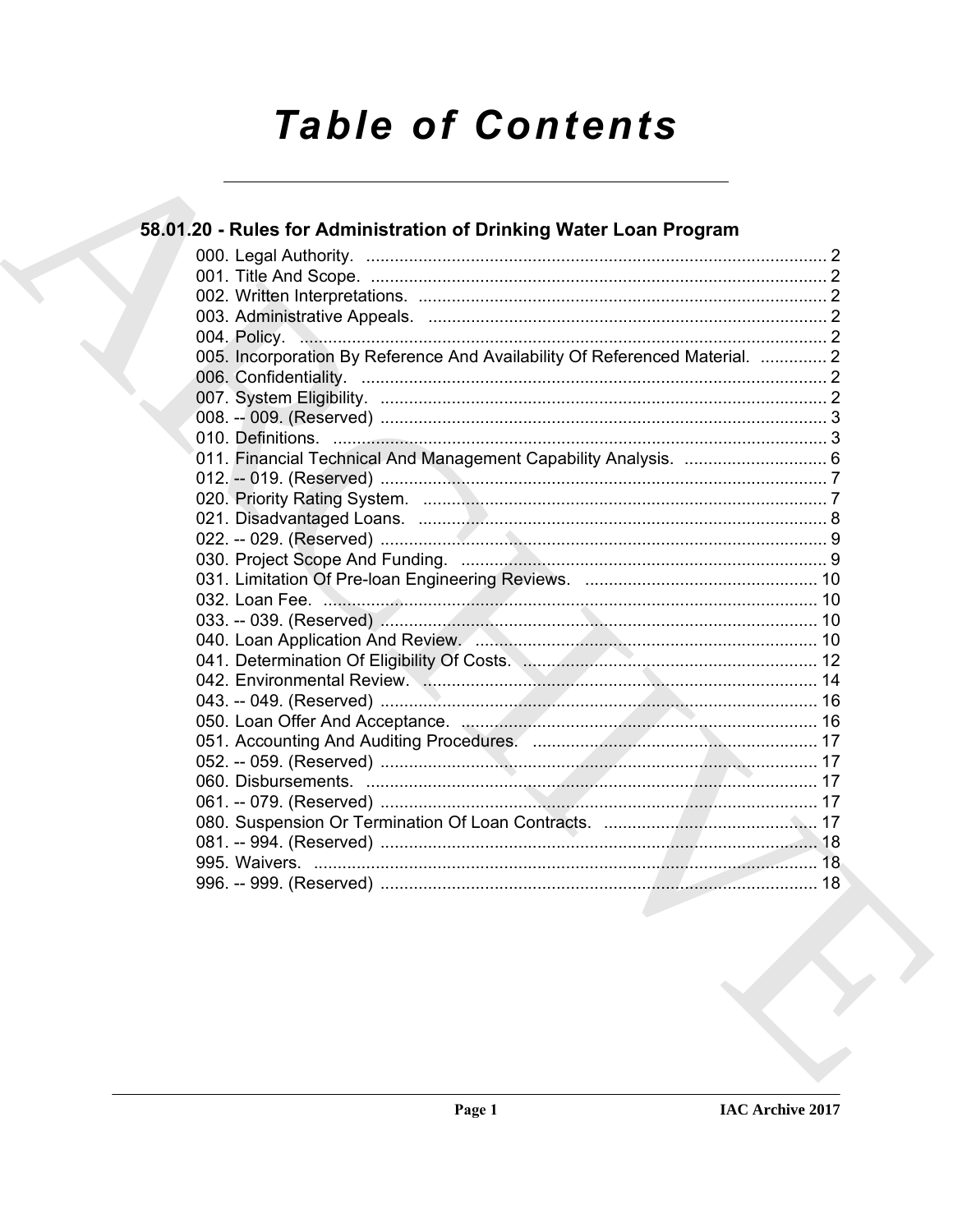# Table of Contents

## 58.01.20 - Rules for Administration of Drinking Water Loan Program

000. Legal Authority. ........................................................................................ 2
001. Title And Scope. ......................................................................................... 2
002. Written Interpretations. ............................................................................... 2
003. Administrative Appeals. .............................................................................. 2
004. Policy. ........................................................................................................ 2
005. Incorporation By Reference And Availability Of Referenced Material. .............. 2
006. Confidentiality. ............................................................................................ 2
007. System Eligibility. ........................................................................................ 2
008. -- 009. (Reserved) ....................................................................................... 3
010. Definitions. ................................................................................................ 3
011. Financial Technical And Management Capability Analysis. .............................. 6
012. -- 019. (Reserved) ....................................................................................... 7
020. Priority Rating System. ............................................................................... 7
021. Disadvantaged Loans. ................................................................................. 8
022. -- 029. (Reserved) ....................................................................................... 9
030. Project Scope And Funding. ......................................................................... 9
031. Limitation Of Pre-loan Engineering Reviews. ................................................ 10
032. Loan Fee. ................................................................................................... 10
033. -- 039. (Reserved) ..................................................................................... 10
040. Loan Application And Review. ..................................................................... 10
041. Determination Of Eligibility Of Costs. ........................................................... 12
042. Environmental Review. ............................................................................... 14
043. -- 049. (Reserved) ..................................................................................... 16
050. Loan Offer And Acceptance. ........................................................................ 16
051. Accounting And Auditing Procedures. ........................................................... 17
052. -- 059. (Reserved) ..................................................................................... 17
060. Disbursements. .......................................................................................... 17
061. -- 079. (Reserved) ..................................................................................... 17
080. Suspension Or Termination Of Loan Contracts. ............................................ 17
081. -- 994. (Reserved) ..................................................................................... 18
995. Waivers. .................................................................................................... 18
996. -- 999. (Reserved) ..................................................................................... 18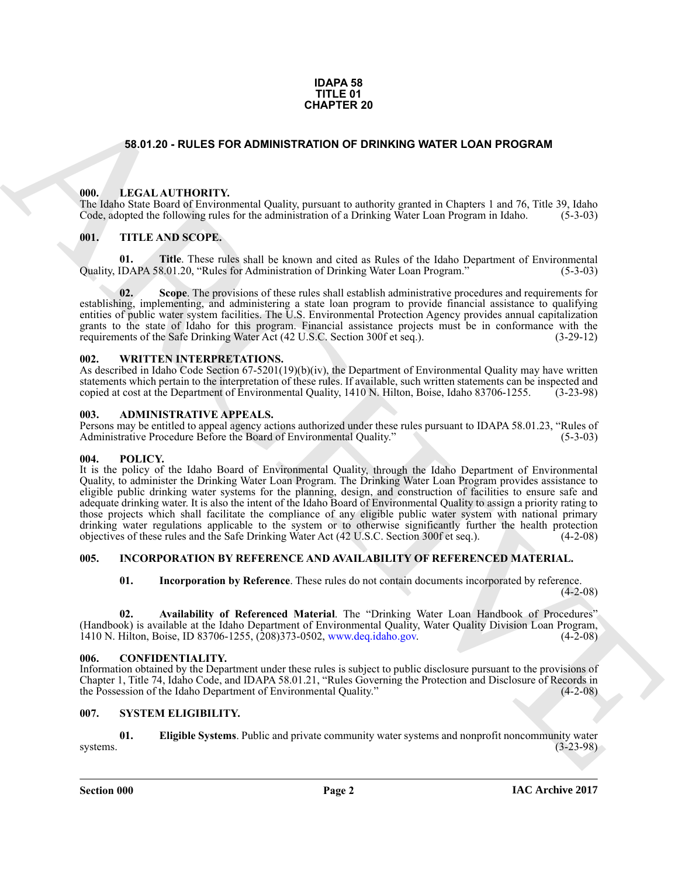**IDAPA 58**
**TITLE 01**
**CHAPTER 20**

# 58.01.20 - RULES FOR ADMINISTRATION OF DRINKING WATER LOAN PROGRAM

## 000. LEGAL AUTHORITY.

The Idaho State Board of Environmental Quality, pursuant to authority granted in Chapters 1 and 76, Title 39, Idaho Code, adopted the following rules for the administration of a Drinking Water Loan Program in Idaho. (5-3-03)

## 001. TITLE AND SCOPE.

**01. Title**. These rules shall be known and cited as Rules of the Idaho Department of Environmental Quality, IDAPA 58.01.20, "Rules for Administration of Drinking Water Loan Program." (5-3-03)

**02. Scope**. The provisions of these rules shall establish administrative procedures and requirements for establishing, implementing, and administering a state loan program to provide financial assistance to qualifying entities of public water system facilities. The U.S. Environmental Protection Agency provides annual capitalization grants to the state of Idaho for this program. Financial assistance projects must be in conformance with the requirements of the Safe Drinking Water Act (42 U.S.C. Section 300f et seq.). (3-29-12)

## 002. WRITTEN INTERPRETATIONS.

As described in Idaho Code Section 67-5201(19)(b)(iv), the Department of Environmental Quality may have written statements which pertain to the interpretation of these rules. If available, such written statements can be inspected and copied at cost at the Department of Environmental Quality, 1410 N. Hilton, Boise, Idaho 83706-1255. (3-23-98)

## 003. ADMINISTRATIVE APPEALS.

Persons may be entitled to appeal agency actions authorized under these rules pursuant to IDAPA 58.01.23, "Rules of Administrative Procedure Before the Board of Environmental Quality." (5-3-03)

## 004. POLICY.

It is the policy of the Idaho Board of Environmental Quality, through the Idaho Department of Environmental Quality, to administer the Drinking Water Loan Program. The Drinking Water Loan Program provides assistance to eligible public drinking water systems for the planning, design, and construction of facilities to ensure safe and adequate drinking water. It is also the intent of the Idaho Board of Environmental Quality to assign a priority rating to those projects which shall facilitate the compliance of any eligible public water system with national primary drinking water regulations applicable to the system or to otherwise significantly further the health protection objectives of these rules and the Safe Drinking Water Act (42 U.S.C. Section 300f et seq.). (4-2-08)

## 005. INCORPORATION BY REFERENCE AND AVAILABILITY OF REFERENCED MATERIAL.

**01. Incorporation by Reference**. These rules do not contain documents incorporated by reference. (4-2-08)

**02. Availability of Referenced Material**. The "Drinking Water Loan Handbook of Procedures" (Handbook) is available at the Idaho Department of Environmental Quality, Water Quality Division Loan Program, 1410 N. Hilton, Boise, ID 83706-1255, (208)373-0502, www.deq.idaho.gov. (4-2-08)

## 006. CONFIDENTIALITY.

Information obtained by the Department under these rules is subject to public disclosure pursuant to the provisions of Chapter 1, Title 74, Idaho Code, and IDAPA 58.01.21, "Rules Governing the Protection and Disclosure of Records in the Possession of the Idaho Department of Environmental Quality." (4-2-08)

## 007. SYSTEM ELIGIBILITY.

**01. Eligible Systems**. Public and private community water systems and nonprofit noncommunity water systems. (3-23-98)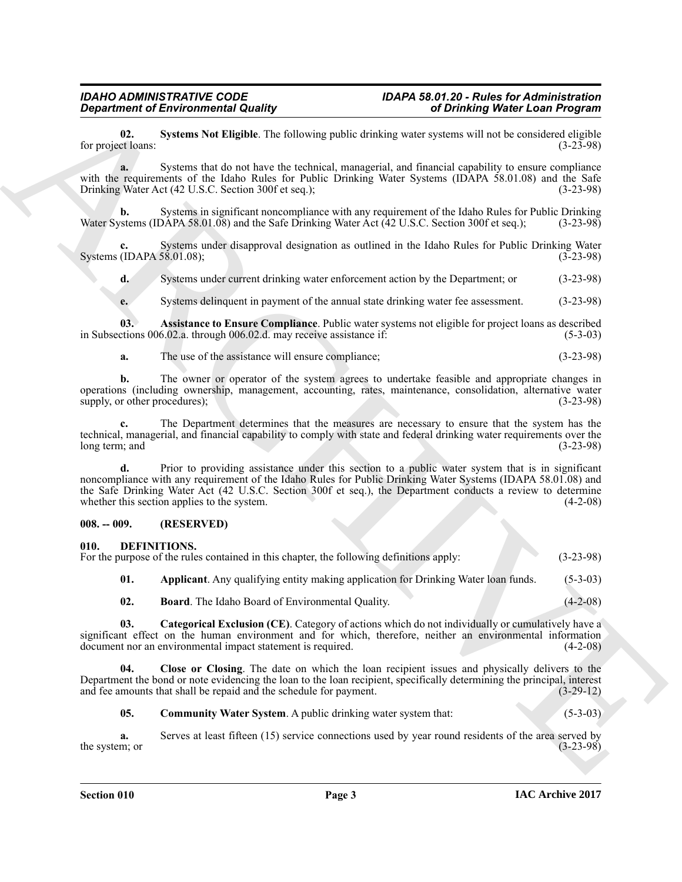**02. Systems Not Eligible**. The following public drinking water systems will not be considered eligible for project loans: (3-23-98)

**a.** Systems that do not have the technical, managerial, and financial capability to ensure compliance with the requirements of the Idaho Rules for Public Drinking Water Systems (IDAPA 58.01.08) and the Safe Drinking Water Act (42 U.S.C. Section 300f et seq.); (3-23-98)

**b.** Systems in significant noncompliance with any requirement of the Idaho Rules for Public Drinking Water Systems (IDAPA 58.01.08) and the Safe Drinking Water Act (42 U.S.C. Section 300f et seq.); (3-23-98)

**c.** Systems under disapproval designation as outlined in the Idaho Rules for Public Drinking Water Systems (IDAPA 58.01.08); (3-23-98)

**d.** Systems under current drinking water enforcement action by the Department; or (3-23-98)

**e.** Systems delinquent in payment of the annual state drinking water fee assessment. (3-23-98)

**03. Assistance to Ensure Compliance**. Public water systems not eligible for project loans as described in Subsections 006.02.a. through 006.02.d. may receive assistance if: (5-3-03)

**a.** The use of the assistance will ensure compliance; (3-23-98)

**b.** The owner or operator of the system agrees to undertake feasible and appropriate changes in operations (including ownership, management, accounting, rates, maintenance, consolidation, alternative water supply, or other procedures); (3-23-98)

**c.** The Department determines that the measures are necessary to ensure that the system has the technical, managerial, and financial capability to comply with state and federal drinking water requirements over the long term; and (3-23-98)

**d.** Prior to providing assistance under this section to a public water system that is in significant noncompliance with any requirement of the Idaho Rules for Public Drinking Water Systems (IDAPA 58.01.08) and the Safe Drinking Water Act (42 U.S.C. Section 300f et seq.), the Department conducts a review to determine whether this section applies to the system. (4-2-08)

## 008. -- 009. (RESERVED)

## 010. DEFINITIONS.

For the purpose of the rules contained in this chapter, the following definitions apply: (3-23-98)

**01. Applicant**. Any qualifying entity making application for Drinking Water loan funds. (5-3-03)

**02. Board**. The Idaho Board of Environmental Quality. (4-2-08)

**03. Categorical Exclusion (CE)**. Category of actions which do not individually or cumulatively have a significant effect on the human environment and for which, therefore, neither an environmental information document nor an environmental impact statement is required. (4-2-08)

**04. Close or Closing**. The date on which the loan recipient issues and physically delivers to the Department the bond or note evidencing the loan to the loan recipient, specifically determining the principal, interest and fee amounts that shall be repaid and the schedule for payment. (3-29-12)

**05. Community Water System**. A public drinking water system that: (5-3-03)

**a.** Serves at least fifteen (15) service connections used by year round residents of the area served by the system; or (3-23-98)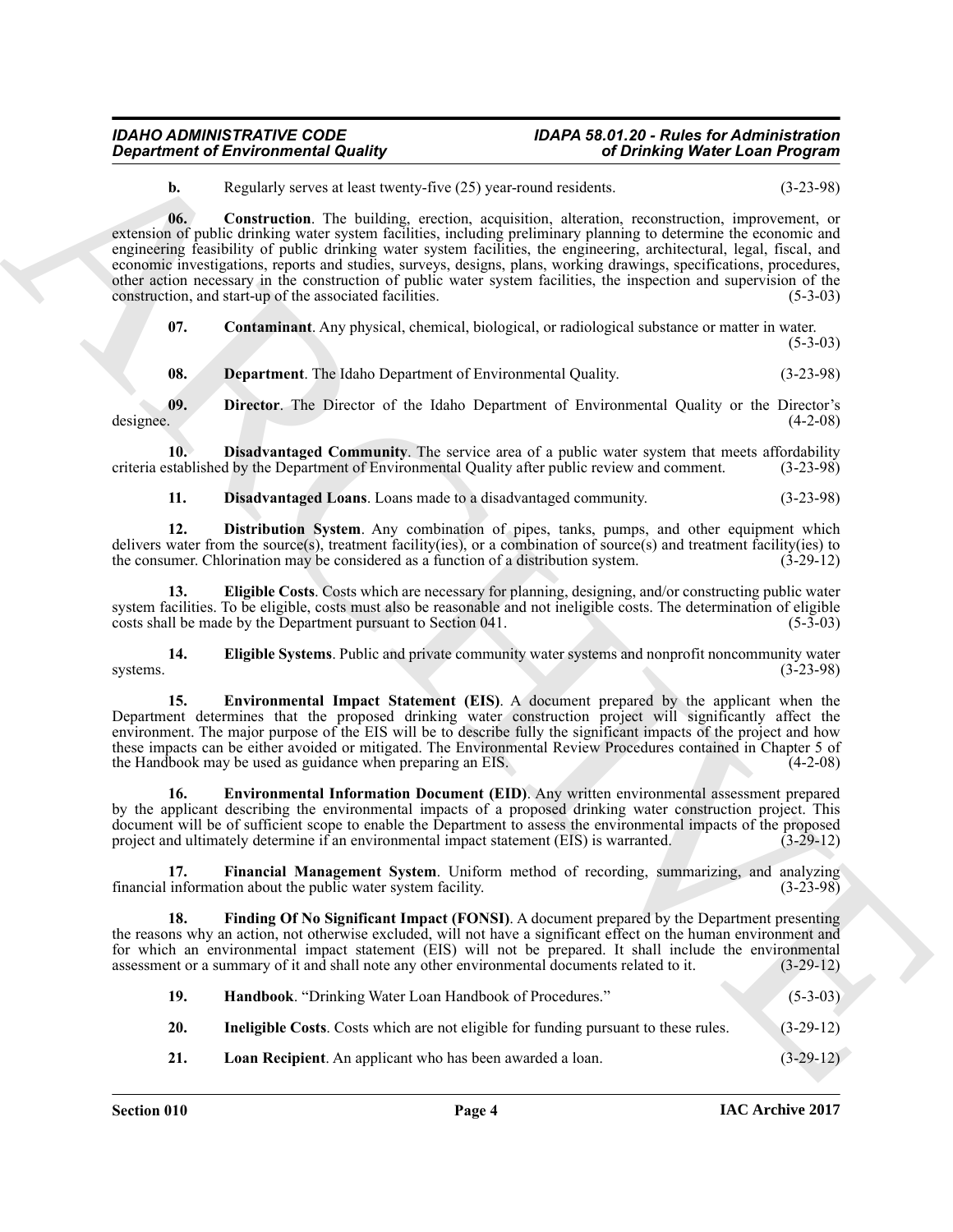**b.** Regularly serves at least twenty-five (25) year-round residents. (3-23-98)

**06. Construction**. The building, erection, acquisition, alteration, reconstruction, improvement, or extension of public drinking water system facilities, including preliminary planning to determine the economic and engineering feasibility of public drinking water system facilities, the engineering, architectural, legal, fiscal, and economic investigations, reports and studies, surveys, designs, plans, working drawings, specifications, procedures, other action necessary in the construction of public water system facilities, the inspection and supervision of the construction, and start-up of the associated facilities. (5-3-03)

**07. Contaminant**. Any physical, chemical, biological, or radiological substance or matter in water. (5-3-03)

**08. Department**. The Idaho Department of Environmental Quality. (3-23-98)

**09. Director**. The Director of the Idaho Department of Environmental Quality or the Director's designee. (4-2-08)

**10. Disadvantaged Community**. The service area of a public water system that meets affordability criteria established by the Department of Environmental Quality after public review and comment. (3-23-98)

**11. Disadvantaged Loans**. Loans made to a disadvantaged community. (3-23-98)

**12. Distribution System**. Any combination of pipes, tanks, pumps, and other equipment which delivers water from the source(s), treatment facility(ies), or a combination of source(s) and treatment facility(ies) to the consumer. Chlorination may be considered as a function of a distribution system. (3-29-12)

**13. Eligible Costs**. Costs which are necessary for planning, designing, and/or constructing public water system facilities. To be eligible, costs must also be reasonable and not ineligible costs. The determination of eligible costs shall be made by the Department pursuant to Section 041. (5-3-03)

**14. Eligible Systems**. Public and private community water systems and nonprofit noncommunity water systems. (3-23-98)

**15. Environmental Impact Statement (EIS)**. A document prepared by the applicant when the Department determines that the proposed drinking water construction project will significantly affect the environment. The major purpose of the EIS will be to describe fully the significant impacts of the project and how these impacts can be either avoided or mitigated. The Environmental Review Procedures contained in Chapter 5 of the Handbook may be used as guidance when preparing an EIS. (4-2-08)

**16. Environmental Information Document (EID)**. Any written environmental assessment prepared by the applicant describing the environmental impacts of a proposed drinking water construction project. This document will be of sufficient scope to enable the Department to assess the environmental impacts of the proposed project and ultimately determine if an environmental impact statement (EIS) is warranted. (3-29-12)

**17. Financial Management System**. Uniform method of recording, summarizing, and analyzing financial information about the public water system facility. (3-23-98)

**18. Finding Of No Significant Impact (FONSI)**. A document prepared by the Department presenting the reasons why an action, not otherwise excluded, will not have a significant effect on the human environment and for which an environmental impact statement (EIS) will not be prepared. It shall include the environmental assessment or a summary of it and shall note any other environmental documents related to it. (3-29-12)

**19. Handbook**. "Drinking Water Loan Handbook of Procedures." (5-3-03)

**20. Ineligible Costs**. Costs which are not eligible for funding pursuant to these rules. (3-29-12)

**21. Loan Recipient**. An applicant who has been awarded a loan. (3-29-12)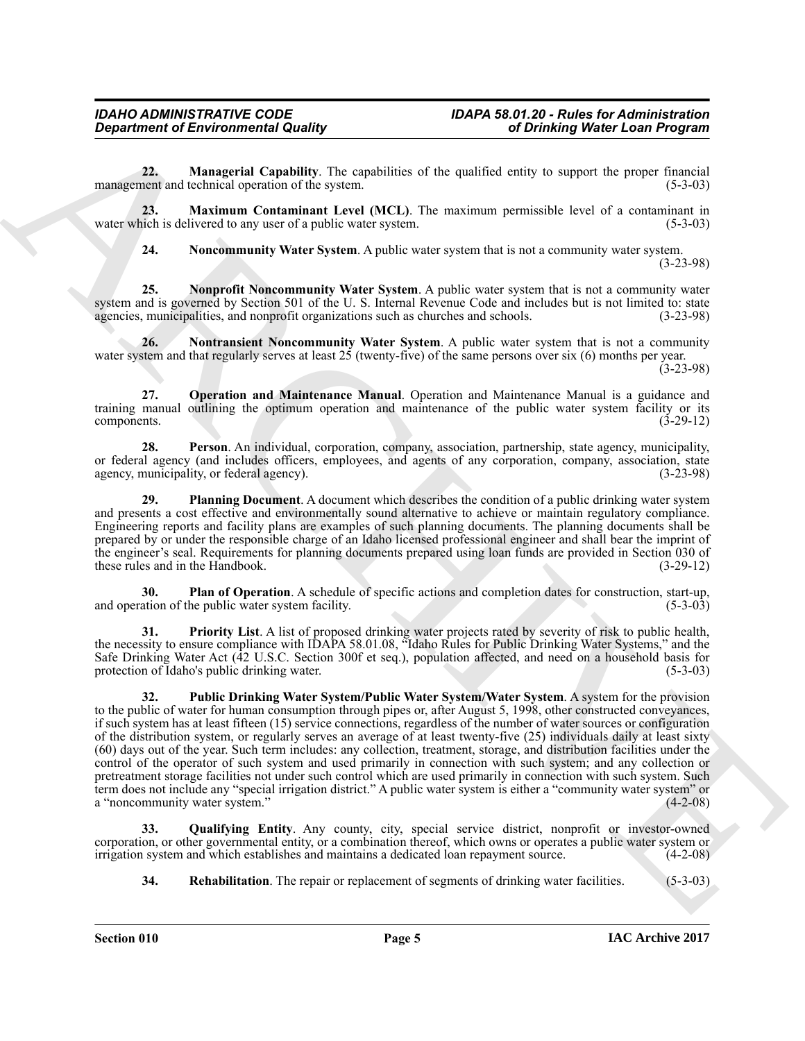**22. Managerial Capability**. The capabilities of the qualified entity to support the proper financial management and technical operation of the system. (5-3-03)

**23. Maximum Contaminant Level (MCL)**. The maximum permissible level of a contaminant in water which is delivered to any user of a public water system. (5-3-03)

**24. Noncommunity Water System**. A public water system that is not a community water system. (3-23-98)

**25. Nonprofit Noncommunity Water System**. A public water system that is not a community water system and is governed by Section 501 of the U. S. Internal Revenue Code and includes but is not limited to: state agencies, municipalities, and nonprofit organizations such as churches and schools. (3-23-98)

**26. Nontransient Noncommunity Water System**. A public water system that is not a community water system and that regularly serves at least 25 (twenty-five) of the same persons over six (6) months per year. (3-23-98)

**27. Operation and Maintenance Manual**. Operation and Maintenance Manual is a guidance and training manual outlining the optimum operation and maintenance of the public water system facility or its components. (3-29-12)

**28. Person**. An individual, corporation, company, association, partnership, state agency, municipality, or federal agency (and includes officers, employees, and agents of any corporation, company, association, state agency, municipality, or federal agency). (3-23-98)

**29. Planning Document**. A document which describes the condition of a public drinking water system and presents a cost effective and environmentally sound alternative to achieve or maintain regulatory compliance. Engineering reports and facility plans are examples of such planning documents. The planning documents shall be prepared by or under the responsible charge of an Idaho licensed professional engineer and shall bear the imprint of the engineer's seal. Requirements for planning documents prepared using loan funds are provided in Section 030 of these rules and in the Handbook. (3-29-12)

**30. Plan of Operation**. A schedule of specific actions and completion dates for construction, start-up, and operation of the public water system facility. (5-3-03)

**31. Priority List**. A list of proposed drinking water projects rated by severity of risk to public health, the necessity to ensure compliance with IDAPA 58.01.08, "Idaho Rules for Public Drinking Water Systems," and the Safe Drinking Water Act (42 U.S.C. Section 300f et seq.), population affected, and need on a household basis for protection of Idaho's public drinking water. (5-3-03)

**32. Public Drinking Water System/Public Water System/Water System**. A system for the provision to the public of water for human consumption through pipes or, after August 5, 1998, other constructed conveyances, if such system has at least fifteen (15) service connections, regardless of the number of water sources or configuration of the distribution system, or regularly serves an average of at least twenty-five (25) individuals daily at least sixty (60) days out of the year. Such term includes: any collection, treatment, storage, and distribution facilities under the control of the operator of such system and used primarily in connection with such system; and any collection or pretreatment storage facilities not under such control which are used primarily in connection with such system. Such term does not include any "special irrigation district." A public water system is either a "community water system" or a "noncommunity water system." (4-2-08)

**33. Qualifying Entity**. Any county, city, special service district, nonprofit or investor-owned corporation, or other governmental entity, or a combination thereof, which owns or operates a public water system or irrigation system and which establishes and maintains a dedicated loan repayment source. (4-2-08)

**34. Rehabilitation**. The repair or replacement of segments of drinking water facilities. (5-3-03)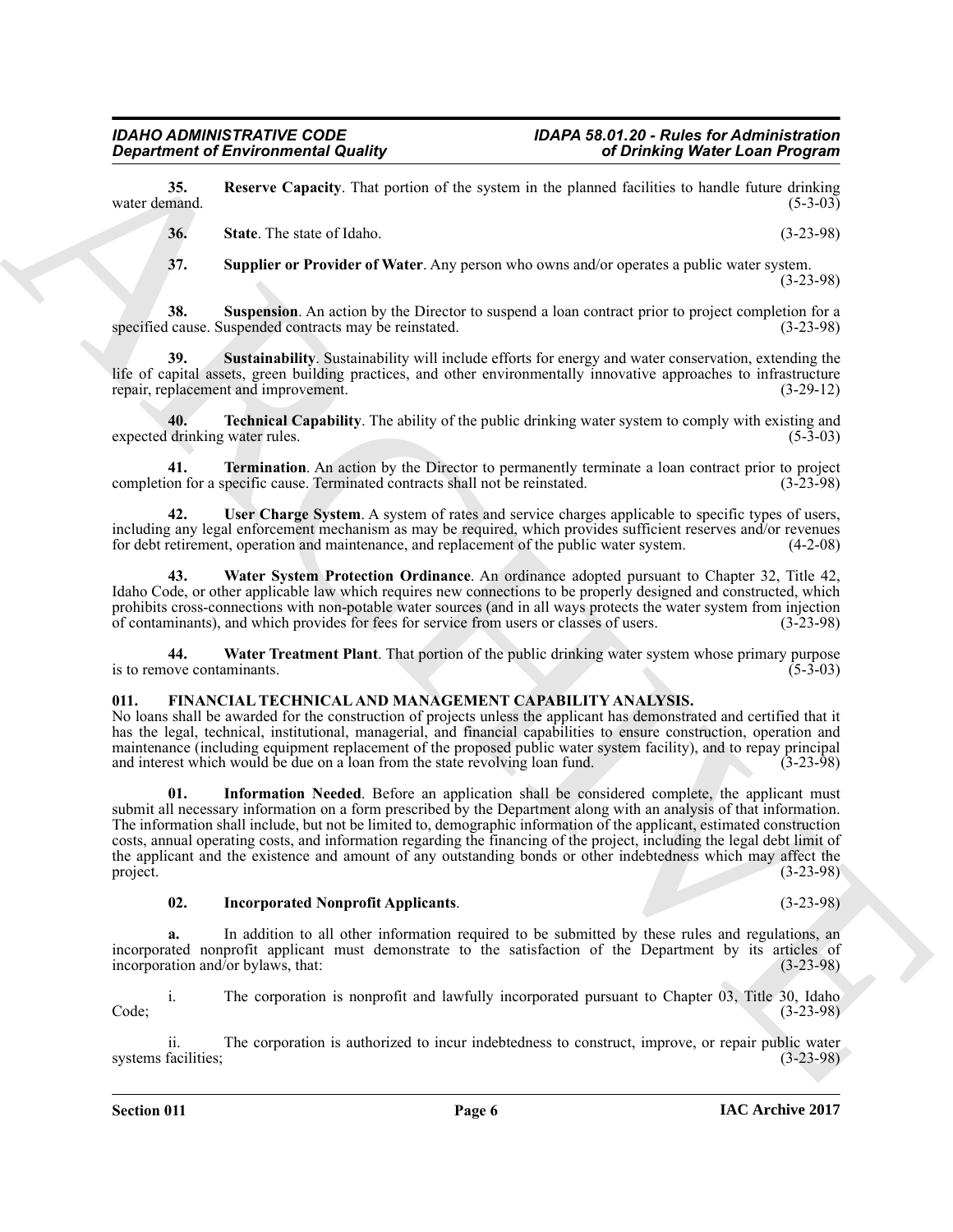**35. Reserve Capacity**. That portion of the system in the planned facilities to handle future drinking water demand. (5-3-03)

**36. State**. The state of Idaho. (3-23-98)

**37. Supplier or Provider of Water**. Any person who owns and/or operates a public water system. (3-23-98)

**38. Suspension**. An action by the Director to suspend a loan contract prior to project completion for a specified cause. Suspended contracts may be reinstated. (3-23-98)

**39. Sustainability**. Sustainability will include efforts for energy and water conservation, extending the life of capital assets, green building practices, and other environmentally innovative approaches to infrastructure repair, replacement and improvement. (3-29-12)

**40. Technical Capability**. The ability of the public drinking water system to comply with existing and expected drinking water rules. (5-3-03)

**41. Termination**. An action by the Director to permanently terminate a loan contract prior to project completion for a specific cause. Terminated contracts shall not be reinstated. (3-23-98)

**42. User Charge System**. A system of rates and service charges applicable to specific types of users, including any legal enforcement mechanism as may be required, which provides sufficient reserves and/or revenues for debt retirement, operation and maintenance, and replacement of the public water system. (4-2-08)

**43. Water System Protection Ordinance**. An ordinance adopted pursuant to Chapter 32, Title 42, Idaho Code, or other applicable law which requires new connections to be properly designed and constructed, which prohibits cross-connections with non-potable water sources (and in all ways protects the water system from injection of contaminants), and which provides for fees for service from users or classes of users. (3-23-98)

**44. Water Treatment Plant**. That portion of the public drinking water system whose primary purpose is to remove contaminants. (5-3-03)

## 011. FINANCIAL TECHNICAL AND MANAGEMENT CAPABILITY ANALYSIS.

No loans shall be awarded for the construction of projects unless the applicant has demonstrated and certified that it has the legal, technical, institutional, managerial, and financial capabilities to ensure construction, operation and maintenance (including equipment replacement of the proposed public water system facility), and to repay principal and interest which would be due on a loan from the state revolving loan fund. (3-23-98)

**01. Information Needed**. Before an application shall be considered complete, the applicant must submit all necessary information on a form prescribed by the Department along with an analysis of that information. The information shall include, but not be limited to, demographic information of the applicant, estimated construction costs, annual operating costs, and information regarding the financing of the project, including the legal debt limit of the applicant and the existence and amount of any outstanding bonds or other indebtedness which may affect the project. (3-23-98)

**02. Incorporated Nonprofit Applicants**. (3-23-98)

**a.** In addition to all other information required to be submitted by these rules and regulations, an incorporated nonprofit applicant must demonstrate to the satisfaction of the Department by its articles of incorporation and/or bylaws, that: (3-23-98)

i. The corporation is nonprofit and lawfully incorporated pursuant to Chapter 03, Title 30, Idaho Code; (3-23-98)

ii. The corporation is authorized to incur indebtedness to construct, improve, or repair public water systems facilities; (3-23-98)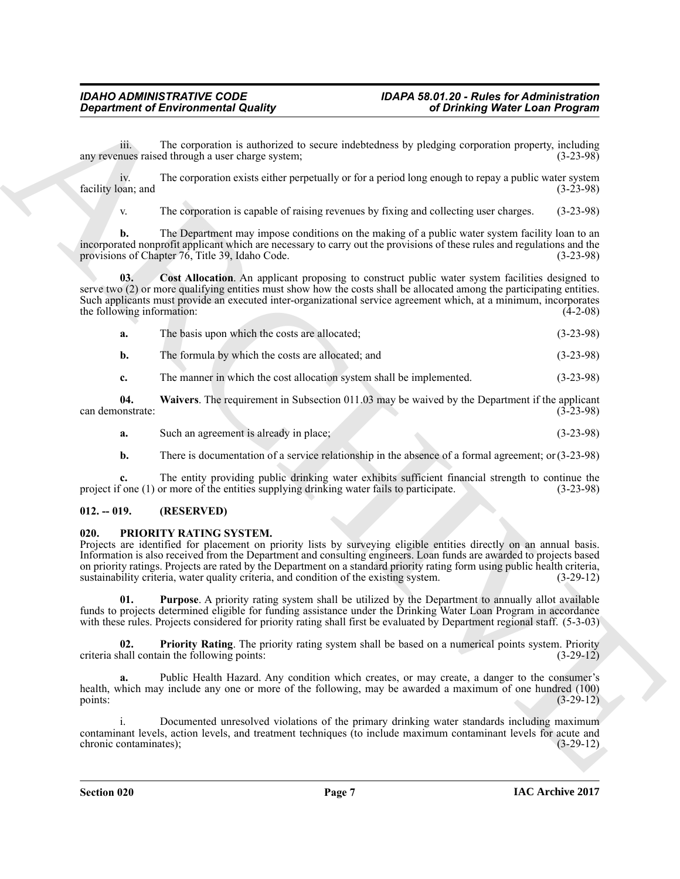iii. The corporation is authorized to secure indebtedness by pledging corporation property, including any revenues raised through a user charge system; (3-23-98)

iv. The corporation exists either perpetually or for a period long enough to repay a public water system facility loan; and (3-23-98)

v. The corporation is capable of raising revenues by fixing and collecting user charges. (3-23-98)

**b.** The Department may impose conditions on the making of a public water system facility loan to an incorporated nonprofit applicant which are necessary to carry out the provisions of these rules and regulations and the provisions of Chapter 76, Title 39, Idaho Code. (3-23-98)

**03. Cost Allocation**. An applicant proposing to construct public water system facilities designed to serve two (2) or more qualifying entities must show how the costs shall be allocated among the participating entities. Such applicants must provide an executed inter-organizational service agreement which, at a minimum, incorporates the following information: (4-2-08)

**a.** The basis upon which the costs are allocated; (3-23-98)

**b.** The formula by which the costs are allocated; and (3-23-98)

**c.** The manner in which the cost allocation system shall be implemented. (3-23-98)

**04. Waivers**. The requirement in Subsection 011.03 may be waived by the Department if the applicant can demonstrate: (3-23-98)

**a.** Such an agreement is already in place; (3-23-98)

**b.** There is documentation of a service relationship in the absence of a formal agreement; or (3-23-98)

**c.** The entity providing public drinking water exhibits sufficient financial strength to continue the project if one (1) or more of the entities supplying drinking water fails to participate. (3-23-98)

## 012. -- 019. (RESERVED)

## 020. PRIORITY RATING SYSTEM.

Projects are identified for placement on priority lists by surveying eligible entities directly on an annual basis. Information is also received from the Department and consulting engineers. Loan funds are awarded to projects based on priority ratings. Projects are rated by the Department on a standard priority rating form using public health criteria, sustainability criteria, water quality criteria, and condition of the existing system. (3-29-12)

**01. Purpose**. A priority rating system shall be utilized by the Department to annually allot available funds to projects determined eligible for funding assistance under the Drinking Water Loan Program in accordance with these rules. Projects considered for priority rating shall first be evaluated by Department regional staff. (5-3-03)

**02. Priority Rating**. The priority rating system shall be based on a numerical points system. Priority criteria shall contain the following points: (3-29-12)

**a.** Public Health Hazard. Any condition which creates, or may create, a danger to the consumer's health, which may include any one or more of the following, may be awarded a maximum of one hundred (100) points: (3-29-12)

i. Documented unresolved violations of the primary drinking water standards including maximum contaminant levels, action levels, and treatment techniques (to include maximum contaminant levels for acute and chronic contaminates); (3-29-12)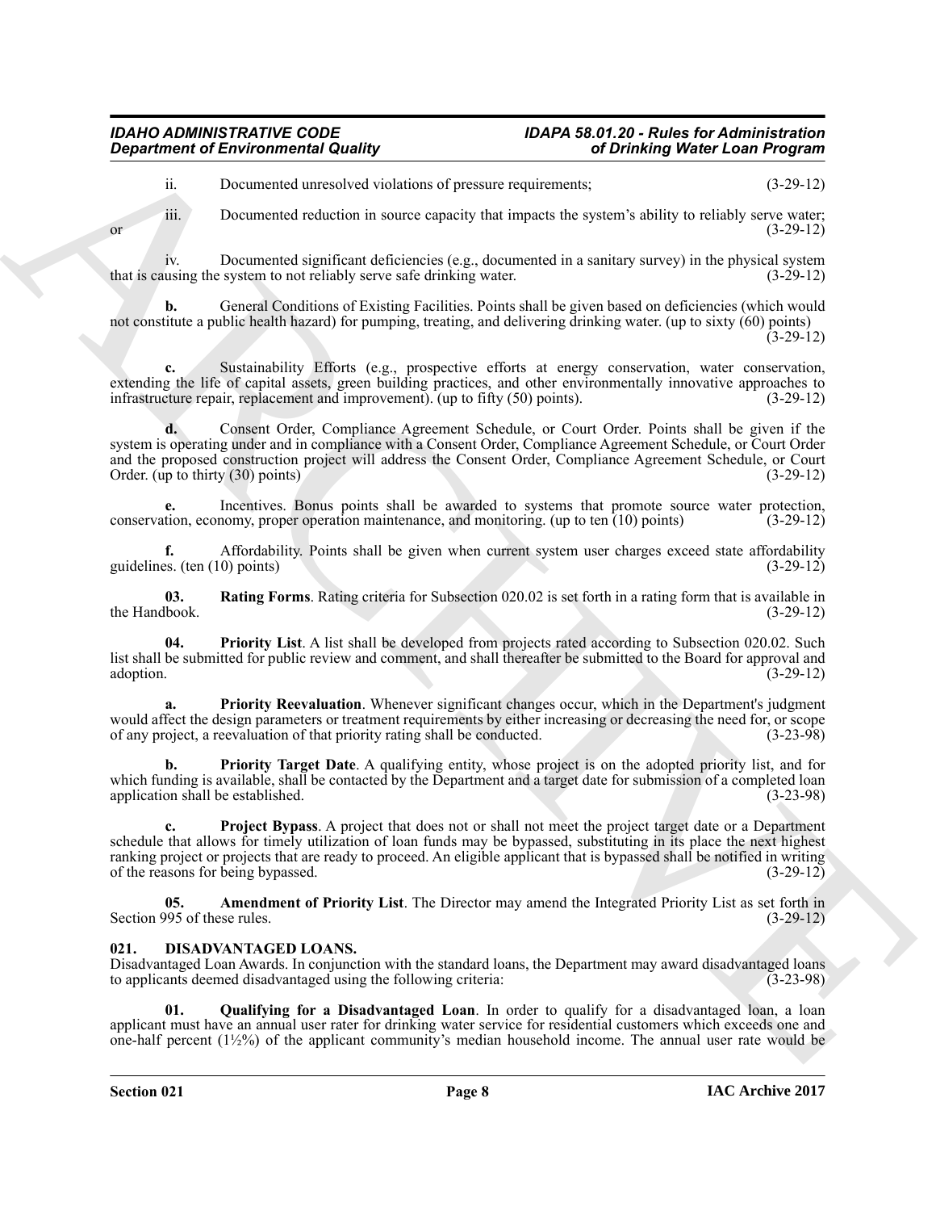ii. Documented unresolved violations of pressure requirements; (3-29-12)

iii. Documented reduction in source capacity that impacts the system's ability to reliably serve water; or (3-29-12)

iv. Documented significant deficiencies (e.g., documented in a sanitary survey) in the physical system that is causing the system to not reliably serve safe drinking water. (3-29-12)

**b.** General Conditions of Existing Facilities. Points shall be given based on deficiencies (which would not constitute a public health hazard) for pumping, treating, and delivering drinking water. (up to sixty (60) points) (3-29-12)

**c.** Sustainability Efforts (e.g., prospective efforts at energy conservation, water conservation, extending the life of capital assets, green building practices, and other environmentally innovative approaches to infrastructure repair, replacement and improvement). (up to fifty (50) points). (3-29-12)

**d.** Consent Order, Compliance Agreement Schedule, or Court Order. Points shall be given if the system is operating under and in compliance with a Consent Order, Compliance Agreement Schedule, or Court Order and the proposed construction project will address the Consent Order, Compliance Agreement Schedule, or Court Order. (up to thirty (30) points) (3-29-12)

**e.** Incentives. Bonus points shall be awarded to systems that promote source water protection, conservation, economy, proper operation maintenance, and monitoring. (up to ten (10) points) (3-29-12)

**f.** Affordability. Points shall be given when current system user charges exceed state affordability guidelines. (ten (10) points) (3-29-12)

**03. Rating Forms**. Rating criteria for Subsection 020.02 is set forth in a rating form that is available in the Handbook. (3-29-12)

**04. Priority List**. A list shall be developed from projects rated according to Subsection 020.02. Such list shall be submitted for public review and comment, and shall thereafter be submitted to the Board for approval and adoption. (3-29-12)

**a. Priority Reevaluation**. Whenever significant changes occur, which in the Department's judgment would affect the design parameters or treatment requirements by either increasing or decreasing the need for, or scope of any project, a reevaluation of that priority rating shall be conducted. (3-23-98)

**b. Priority Target Date**. A qualifying entity, whose project is on the adopted priority list, and for which funding is available, shall be contacted by the Department and a target date for submission of a completed loan application shall be established. (3-23-98)

**c. Project Bypass**. A project that does not or shall not meet the project target date or a Department schedule that allows for timely utilization of loan funds may be bypassed, substituting in its place the next highest ranking project or projects that are ready to proceed. An eligible applicant that is bypassed shall be notified in writing of the reasons for being bypassed. (3-29-12)

**05. Amendment of Priority List**. The Director may amend the Integrated Priority List as set forth in Section 995 of these rules. (3-29-12)

## 021. DISADVANTAGED LOANS.

Disadvantaged Loan Awards. In conjunction with the standard loans, the Department may award disadvantaged loans to applicants deemed disadvantaged using the following criteria: (3-23-98)

**01. Qualifying for a Disadvantaged Loan**. In order to qualify for a disadvantaged loan, a loan applicant must have an annual user rater for drinking water service for residential customers which exceeds one and one-half percent (1½%) of the applicant community's median household income. The annual user rate would be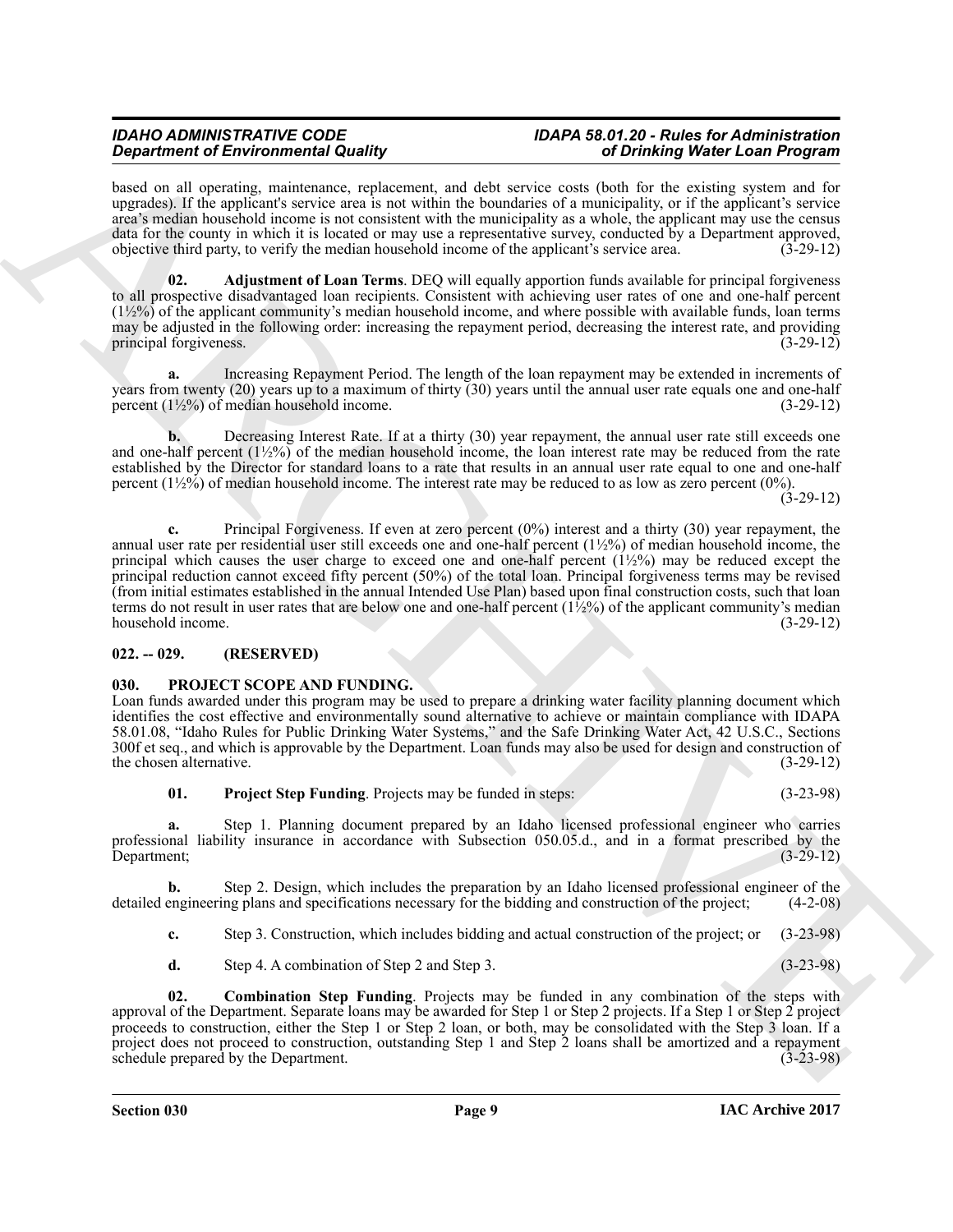based on all operating, maintenance, replacement, and debt service costs (both for the existing system and for upgrades). If the applicant's service area is not within the boundaries of a municipality, or if the applicant's service area's median household income is not consistent with the municipality as a whole, the applicant may use the census data for the county in which it is located or may use a representative survey, conducted by a Department approved, objective third party, to verify the median household income of the applicant's service area. (3-29-12)

**02. Adjustment of Loan Terms**. DEQ will equally apportion funds available for principal forgiveness to all prospective disadvantaged loan recipients. Consistent with achieving user rates of one and one-half percent (1½%) of the applicant community's median household income, and where possible with available funds, loan terms may be adjusted in the following order: increasing the repayment period, decreasing the interest rate, and providing principal forgiveness. (3-29-12)

**a.** Increasing Repayment Period. The length of the loan repayment may be extended in increments of years from twenty (20) years up to a maximum of thirty (30) years until the annual user rate equals one and one-half percent (1½%) of median household income. (3-29-12)

**b.** Decreasing Interest Rate. If at a thirty (30) year repayment, the annual user rate still exceeds one and one-half percent (1½%) of the median household income, the loan interest rate may be reduced from the rate established by the Director for standard loans to a rate that results in an annual user rate equal to one and one-half percent (1½%) of median household income. The interest rate may be reduced to as low as zero percent (0%). (3-29-12)

**c.** Principal Forgiveness. If even at zero percent (0%) interest and a thirty (30) year repayment, the annual user rate per residential user still exceeds one and one-half percent (1½%) of median household income, the principal which causes the user charge to exceed one and one-half percent (1½%) may be reduced except the principal reduction cannot exceed fifty percent (50%) of the total loan. Principal forgiveness terms may be revised (from initial estimates established in the annual Intended Use Plan) based upon final construction costs, such that loan terms do not result in user rates that are below one and one-half percent (1½%) of the applicant community's median household income. (3-29-12)

## 022. -- 029. (RESERVED)

## 030. PROJECT SCOPE AND FUNDING.

Loan funds awarded under this program may be used to prepare a drinking water facility planning document which identifies the cost effective and environmentally sound alternative to achieve or maintain compliance with IDAPA 58.01.08, "Idaho Rules for Public Drinking Water Systems," and the Safe Drinking Water Act, 42 U.S.C., Sections 300f et seq., and which is approvable by the Department. Loan funds may also be used for design and construction of the chosen alternative. (3-29-12)

**01. Project Step Funding**. Projects may be funded in steps: (3-23-98)

**a.** Step 1. Planning document prepared by an Idaho licensed professional engineer who carries professional liability insurance in accordance with Subsection 050.05.d., and in a format prescribed by the Department; (3-29-12)

**b.** Step 2. Design, which includes the preparation by an Idaho licensed professional engineer of the detailed engineering plans and specifications necessary for the bidding and construction of the project; (4-2-08)

**c.** Step 3. Construction, which includes bidding and actual construction of the project; or (3-23-98)

**d.** Step 4. A combination of Step 2 and Step 3. (3-23-98)

**02. Combination Step Funding**. Projects may be funded in any combination of the steps with approval of the Department. Separate loans may be awarded for Step 1 or Step 2 projects. If a Step 1 or Step 2 project proceeds to construction, either the Step 1 or Step 2 loan, or both, may be consolidated with the Step 3 loan. If a project does not proceed to construction, outstanding Step 1 and Step 2 loans shall be amortized and a repayment schedule prepared by the Department. (3-23-98)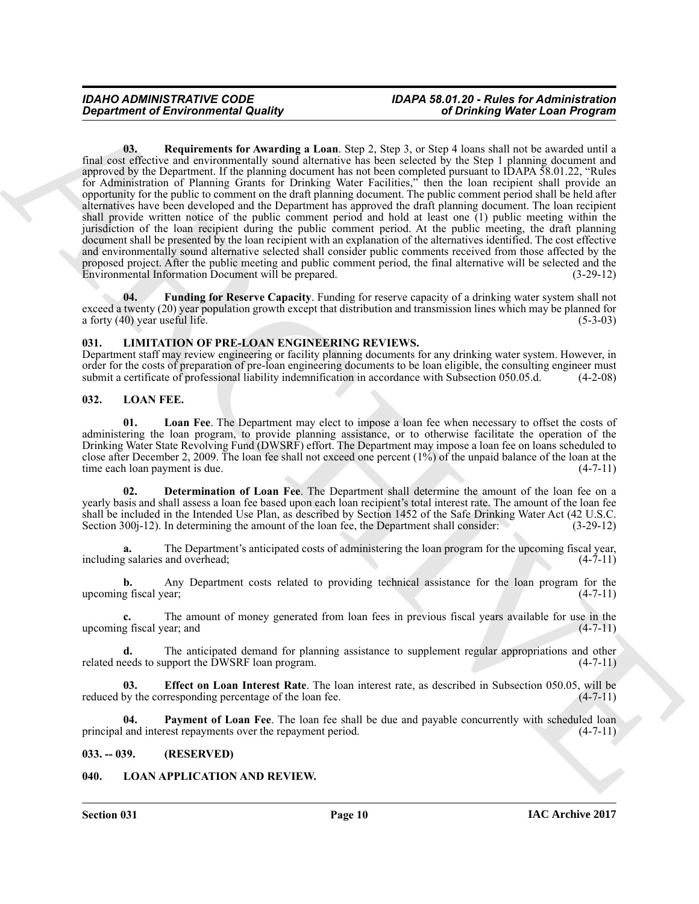**03. Requirements for Awarding a Loan**. Step 2, Step 3, or Step 4 loans shall not be awarded until a final cost effective and environmentally sound alternative has been selected by the Step 1 planning document and approved by the Department. If the planning document has not been completed pursuant to IDAPA 58.01.22, "Rules for Administration of Planning Grants for Drinking Water Facilities," then the loan recipient shall provide an opportunity for the public to comment on the draft planning document. The public comment period shall be held after alternatives have been developed and the Department has approved the draft planning document. The loan recipient shall provide written notice of the public comment period and hold at least one (1) public meeting within the jurisdiction of the loan recipient during the public comment period. At the public meeting, the draft planning document shall be presented by the loan recipient with an explanation of the alternatives identified. The cost effective and environmentally sound alternative selected shall consider public comments received from those affected by the proposed project. After the public meeting and public comment period, the final alternative will be selected and the Environmental Information Document will be prepared. (3-29-12)

**04. Funding for Reserve Capacity**. Funding for reserve capacity of a drinking water system shall not exceed a twenty (20) year population growth except that distribution and transmission lines which may be planned for a forty (40) year useful life. (5-3-03)

## 031. LIMITATION OF PRE-LOAN ENGINEERING REVIEWS.

Department staff may review engineering or facility planning documents for any drinking water system. However, in order for the costs of preparation of pre-loan engineering documents to be loan eligible, the consulting engineer must submit a certificate of professional liability indemnification in accordance with Subsection 050.05.d. (4-2-08)

## 032. LOAN FEE.

**01. Loan Fee**. The Department may elect to impose a loan fee when necessary to offset the costs of administering the loan program, to provide planning assistance, or to otherwise facilitate the operation of the Drinking Water State Revolving Fund (DWSRF) effort. The Department may impose a loan fee on loans scheduled to close after December 2, 2009. The loan fee shall not exceed one percent (1%) of the unpaid balance of the loan at the time each loan payment is due. (4-7-11)

**02. Determination of Loan Fee**. The Department shall determine the amount of the loan fee on a yearly basis and shall assess a loan fee based upon each loan recipient's total interest rate. The amount of the loan fee shall be included in the Intended Use Plan, as described by Section 1452 of the Safe Drinking Water Act (42 U.S.C. Section 300j-12). In determining the amount of the loan fee, the Department shall consider: (3-29-12)

**a.** The Department's anticipated costs of administering the loan program for the upcoming fiscal year, including salaries and overhead; (4-7-11)

**b.** Any Department costs related to providing technical assistance for the loan program for the upcoming fiscal year; (4-7-11)

**c.** The amount of money generated from loan fees in previous fiscal years available for use in the upcoming fiscal year; and (4-7-11)

**d.** The anticipated demand for planning assistance to supplement regular appropriations and other related needs to support the DWSRF loan program. (4-7-11)

**03. Effect on Loan Interest Rate**. The loan interest rate, as described in Subsection 050.05, will be reduced by the corresponding percentage of the loan fee. (4-7-11)

**04. Payment of Loan Fee**. The loan fee shall be due and payable concurrently with scheduled loan principal and interest repayments over the repayment period. (4-7-11)

## 033. -- 039. (RESERVED)

## 040. LOAN APPLICATION AND REVIEW.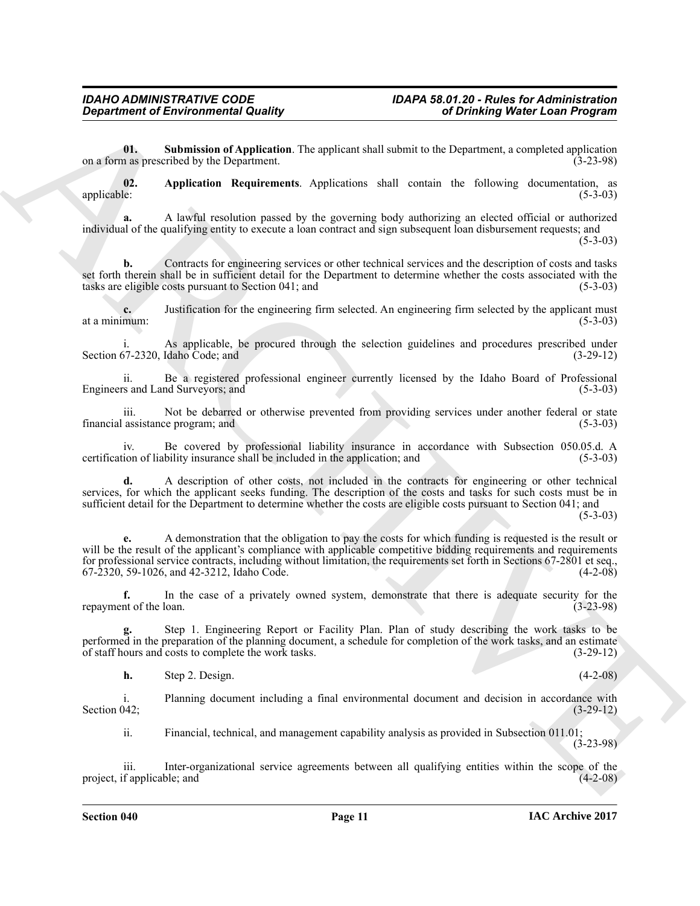**01. Submission of Application**. The applicant shall submit to the Department, a completed application on a form as prescribed by the Department. (3-23-98)

**02. Application Requirements**. Applications shall contain the following documentation, as applicable: (5-3-03)

**a.** A lawful resolution passed by the governing body authorizing an elected official or authorized individual of the qualifying entity to execute a loan contract and sign subsequent loan disbursement requests; and (5-3-03)

**b.** Contracts for engineering services or other technical services and the description of costs and tasks set forth therein shall be in sufficient detail for the Department to determine whether the costs associated with the tasks are eligible costs pursuant to Section 041; and (5-3-03)

**c.** Justification for the engineering firm selected. An engineering firm selected by the applicant must at a minimum: (5-3-03)

i. As applicable, be procured through the selection guidelines and procedures prescribed under Section 67-2320, Idaho Code; and (3-29-12)

ii. Be a registered professional engineer currently licensed by the Idaho Board of Professional Engineers and Land Surveyors; and (5-3-03)

iii. Not be debarred or otherwise prevented from providing services under another federal or state financial assistance program; and (5-3-03)

iv. Be covered by professional liability insurance in accordance with Subsection 050.05.d. A certification of liability insurance shall be included in the application; and (5-3-03)

**d.** A description of other costs, not included in the contracts for engineering or other technical services, for which the applicant seeks funding. The description of the costs and tasks for such costs must be in sufficient detail for the Department to determine whether the costs are eligible costs pursuant to Section 041; and (5-3-03)

**e.** A demonstration that the obligation to pay the costs for which funding is requested is the result or will be the result of the applicant's compliance with applicable competitive bidding requirements and requirements for professional service contracts, including without limitation, the requirements set forth in Sections 67-2801 et seq., 67-2320, 59-1026, and 42-3212, Idaho Code. (4-2-08)

**f.** In the case of a privately owned system, demonstrate that there is adequate security for the repayment of the loan. (3-23-98)

**g.** Step 1. Engineering Report or Facility Plan. Plan of study describing the work tasks to be performed in the preparation of the planning document, a schedule for completion of the work tasks, and an estimate of staff hours and costs to complete the work tasks. (3-29-12)

**h.** Step 2. Design. (4-2-08)

i. Planning document including a final environmental document and decision in accordance with Section 042; (3-29-12)

ii. Financial, technical, and management capability analysis as provided in Subsection 011.01; (3-23-98)

iii. Inter-organizational service agreements between all qualifying entities within the scope of the project, if applicable; and (4-2-08)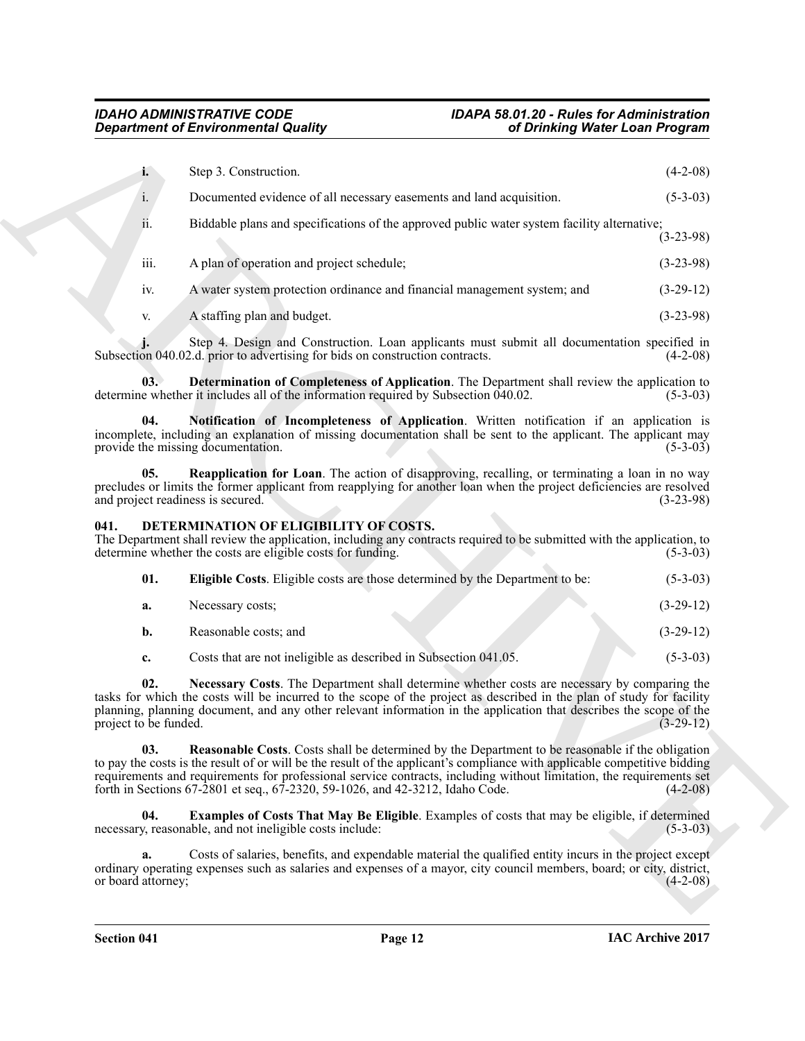**i.** Step 3. Construction. (4-2-08)

i. Documented evidence of all necessary easements and land acquisition. (5-3-03)

ii. Biddable plans and specifications of the approved public water system facility alternative; (3-23-98)

iii. A plan of operation and project schedule; (3-23-98)

iv. A water system protection ordinance and financial management system; and (3-29-12)

v. A staffing plan and budget. (3-23-98)

**j.** Step 4. Design and Construction. Loan applicants must submit all documentation specified in Subsection 040.02.d. prior to advertising for bids on construction contracts. (4-2-08)

**03. Determination of Completeness of Application**. The Department shall review the application to determine whether it includes all of the information required by Subsection 040.02. (5-3-03)

**04. Notification of Incompleteness of Application**. Written notification if an application is incomplete, including an explanation of missing documentation shall be sent to the applicant. The applicant may provide the missing documentation. (5-3-03)

**05. Reapplication for Loan**. The action of disapproving, recalling, or terminating a loan in no way precludes or limits the former applicant from reapplying for another loan when the project deficiencies are resolved and project readiness is secured. (3-23-98)

### 041. DETERMINATION OF ELIGIBILITY OF COSTS.

The Department shall review the application, including any contracts required to be submitted with the application, to determine whether the costs are eligible costs for funding. (5-3-03)

**01. Eligible Costs**. Eligible costs are those determined by the Department to be: (5-3-03)

**a.** Necessary costs; (3-29-12)

**b.** Reasonable costs; and (3-29-12)

**c.** Costs that are not ineligible as described in Subsection 041.05. (5-3-03)

**02. Necessary Costs**. The Department shall determine whether costs are necessary by comparing the tasks for which the costs will be incurred to the scope of the project as described in the plan of study for facility planning, planning document, and any other relevant information in the application that describes the scope of the project to be funded. (3-29-12)

**03. Reasonable Costs**. Costs shall be determined by the Department to be reasonable if the obligation to pay the costs is the result of or will be the result of the applicant's compliance with applicable competitive bidding requirements and requirements for professional service contracts, including without limitation, the requirements set forth in Sections 67-2801 et seq., 67-2320, 59-1026, and 42-3212, Idaho Code. (4-2-08)

**04. Examples of Costs That May Be Eligible**. Examples of costs that may be eligible, if determined necessary, reasonable, and not ineligible costs include: (5-3-03)

**a.** Costs of salaries, benefits, and expendable material the qualified entity incurs in the project except ordinary operating expenses such as salaries and expenses of a mayor, city council members, board; or city, district, or board attorney; (4-2-08)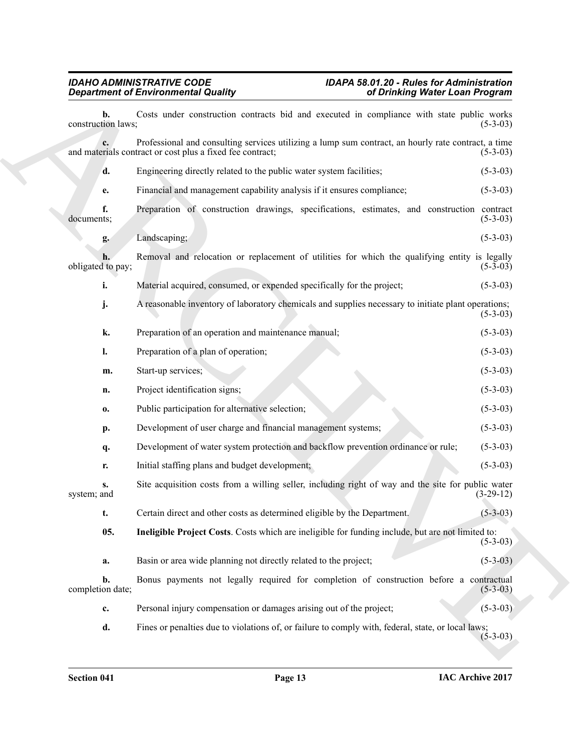**b.** Costs under construction contracts bid and executed in compliance with state public works construction laws; (5-3-03)

**c.** Professional and consulting services utilizing a lump sum contract, an hourly rate contract, a time and materials contract or cost plus a fixed fee contract; (5-3-03)

**d.** Engineering directly related to the public water system facilities; (5-3-03)

**e.** Financial and management capability analysis if it ensures compliance; (5-3-03)

**f.** Preparation of construction drawings, specifications, estimates, and construction contract documents; (5-3-03)

**g.** Landscaping; (5-3-03)

**h.** Removal and relocation or replacement of utilities for which the qualifying entity is legally obligated to pay; (5-3-03)

**i.** Material acquired, consumed, or expended specifically for the project; (5-3-03)

**j.** A reasonable inventory of laboratory chemicals and supplies necessary to initiate plant operations; (5-3-03)

**k.** Preparation of an operation and maintenance manual; (5-3-03)

**l.** Preparation of a plan of operation; (5-3-03)

**m.** Start-up services; (5-3-03)

**n.** Project identification signs; (5-3-03)

**o.** Public participation for alternative selection; (5-3-03)

**p.** Development of user charge and financial management systems; (5-3-03)

**q.** Development of water system protection and backflow prevention ordinance or rule; (5-3-03)

**r.** Initial staffing plans and budget development; (5-3-03)

**s.** Site acquisition costs from a willing seller, including right of way and the site for public water system; and (3-29-12)

**t.** Certain direct and other costs as determined eligible by the Department. (5-3-03)

**05. Ineligible Project Costs**. Costs which are ineligible for funding include, but are not limited to: (5-3-03)

**a.** Basin or area wide planning not directly related to the project; (5-3-03)

**b.** Bonus payments not legally required for completion of construction before a contractual completion date; (5-3-03)

**c.** Personal injury compensation or damages arising out of the project; (5-3-03)

**d.** Fines or penalties due to violations of, or failure to comply with, federal, state, or local laws; (5-3-03)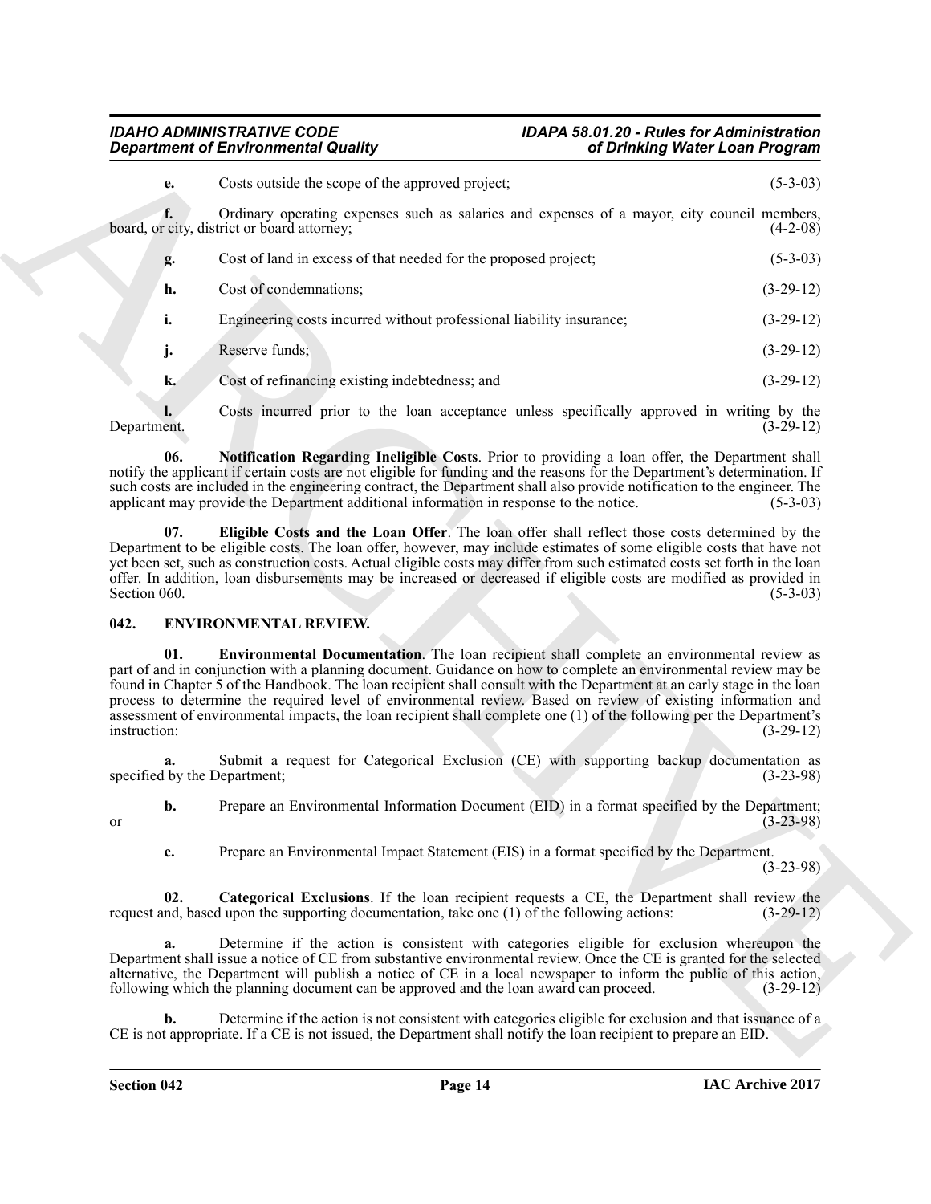e. Costs outside the scope of the approved project; (5-3-03)

f. Ordinary operating expenses such as salaries and expenses of a mayor, city council members, board, or city, district or board attorney; (4-2-08)

g. Cost of land in excess of that needed for the proposed project; (5-3-03)

h. Cost of condemnations; (3-29-12)

i. Engineering costs incurred without professional liability insurance; (3-29-12)

j. Reserve funds; (3-29-12)

k. Cost of refinancing existing indebtedness; and (3-29-12)

l. Costs incurred prior to the loan acceptance unless specifically approved in writing by the Department. (3-29-12)

**06. Notification Regarding Ineligible Costs**. Prior to providing a loan offer, the Department shall notify the applicant if certain costs are not eligible for funding and the reasons for the Department's determination. If such costs are included in the engineering contract, the Department shall also provide notification to the engineer. The applicant may provide the Department additional information in response to the notice. (5-3-03)

**07. Eligible Costs and the Loan Offer**. The loan offer shall reflect those costs determined by the Department to be eligible costs. The loan offer, however, may include estimates of some eligible costs that have not yet been set, such as construction costs. Actual eligible costs may differ from such estimated costs set forth in the loan offer. In addition, loan disbursements may be increased or decreased if eligible costs are modified as provided in Section 060. (5-3-03)

## 042. ENVIRONMENTAL REVIEW.

**01. Environmental Documentation**. The loan recipient shall complete an environmental review as part of and in conjunction with a planning document. Guidance on how to complete an environmental review may be found in Chapter 5 of the Handbook. The loan recipient shall consult with the Department at an early stage in the loan process to determine the required level of environmental review. Based on review of existing information and assessment of environmental impacts, the loan recipient shall complete one (1) of the following per the Department's instruction: (3-29-12)

a. Submit a request for Categorical Exclusion (CE) with supporting backup documentation as specified by the Department; (3-23-98)

b. Prepare an Environmental Information Document (EID) in a format specified by the Department; or (3-23-98)

c. Prepare an Environmental Impact Statement (EIS) in a format specified by the Department. (3-23-98)

**02. Categorical Exclusions**. If the loan recipient requests a CE, the Department shall review the request and, based upon the supporting documentation, take one (1) of the following actions: (3-29-12)

a. Determine if the action is consistent with categories eligible for exclusion whereupon the Department shall issue a notice of CE from substantive environmental review. Once the CE is granted for the selected alternative, the Department will publish a notice of CE in a local newspaper to inform the public of this action, following which the planning document can be approved and the loan award can proceed. (3-29-12)

b. Determine if the action is not consistent with categories eligible for exclusion and that issuance of a CE is not appropriate. If a CE is not issued, the Department shall notify the loan recipient to prepare an EID.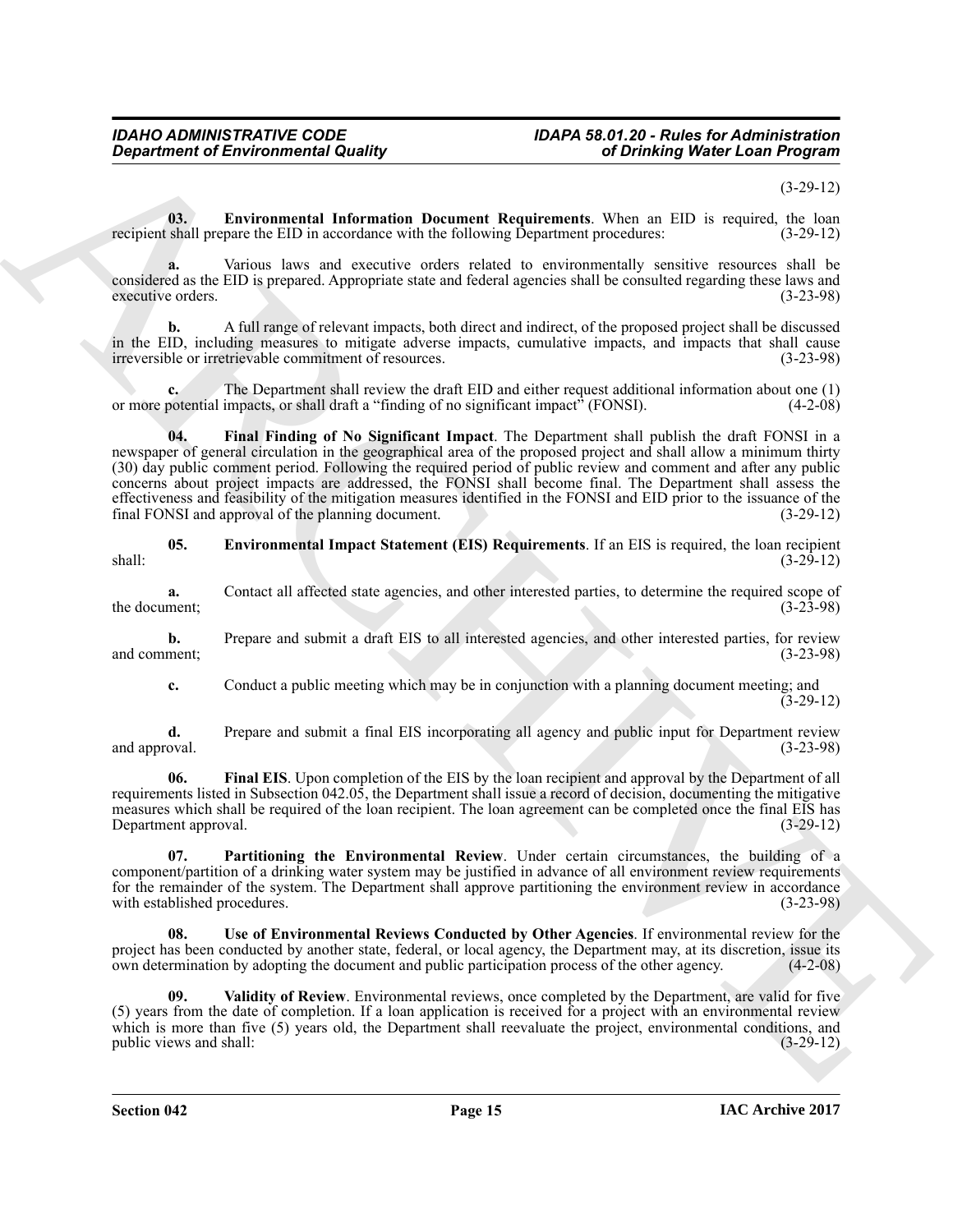(3-29-12)

**03. Environmental Information Document Requirements**. When an EID is required, the loan recipient shall prepare the EID in accordance with the following Department procedures: (3-29-12)

**a.** Various laws and executive orders related to environmentally sensitive resources shall be considered as the EID is prepared. Appropriate state and federal agencies shall be consulted regarding these laws and executive orders. (3-23-98)

**b.** A full range of relevant impacts, both direct and indirect, of the proposed project shall be discussed in the EID, including measures to mitigate adverse impacts, cumulative impacts, and impacts that shall cause irreversible or irretrievable commitment of resources. (3-23-98)

**c.** The Department shall review the draft EID and either request additional information about one (1) or more potential impacts, or shall draft a "finding of no significant impact" (FONSI). (4-2-08)

**04. Final Finding of No Significant Impact**. The Department shall publish the draft FONSI in a newspaper of general circulation in the geographical area of the proposed project and shall allow a minimum thirty (30) day public comment period. Following the required period of public review and comment and after any public concerns about project impacts are addressed, the FONSI shall become final. The Department shall assess the effectiveness and feasibility of the mitigation measures identified in the FONSI and EID prior to the issuance of the final FONSI and approval of the planning document. (3-29-12)

**05. Environmental Impact Statement (EIS) Requirements**. If an EIS is required, the loan recipient shall: (3-29-12)

**a.** Contact all affected state agencies, and other interested parties, to determine the required scope of the document; (3-23-98)

**b.** Prepare and submit a draft EIS to all interested agencies, and other interested parties, for review and comment; (3-23-98)

**c.** Conduct a public meeting which may be in conjunction with a planning document meeting; and (3-29-12)

**d.** Prepare and submit a final EIS incorporating all agency and public input for Department review and approval. (3-23-98)

**06. Final EIS**. Upon completion of the EIS by the loan recipient and approval by the Department of all requirements listed in Subsection 042.05, the Department shall issue a record of decision, documenting the mitigative measures which shall be required of the loan recipient. The loan agreement can be completed once the final EIS has Department approval. (3-29-12)

**07. Partitioning the Environmental Review**. Under certain circumstances, the building of a component/partition of a drinking water system may be justified in advance of all environment review requirements for the remainder of the system. The Department shall approve partitioning the environment review in accordance with established procedures. (3-23-98)

**08. Use of Environmental Reviews Conducted by Other Agencies**. If environmental review for the project has been conducted by another state, federal, or local agency, the Department may, at its discretion, issue its own determination by adopting the document and public participation process of the other agency. (4-2-08)

**09. Validity of Review**. Environmental reviews, once completed by the Department, are valid for five (5) years from the date of completion. If a loan application is received for a project with an environmental review which is more than five (5) years old, the Department shall reevaluate the project, environmental conditions, and public views and shall: (3-29-12)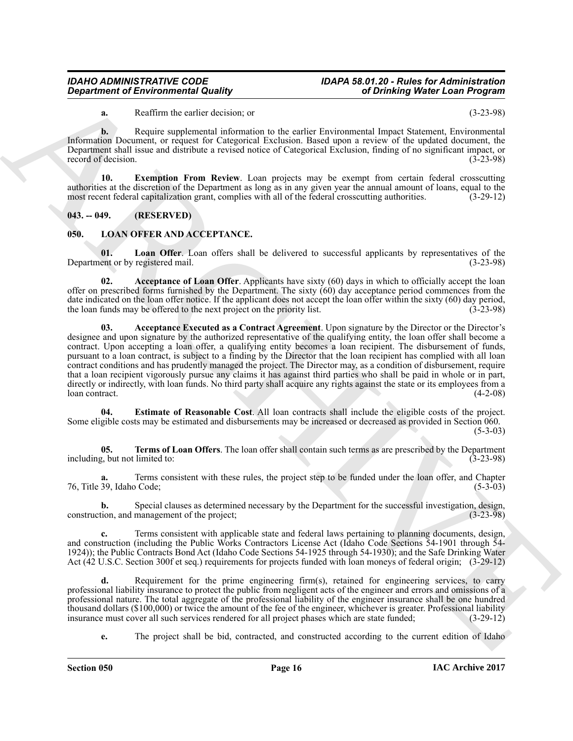**a.** Reaffirm the earlier decision; or (3-23-98)

**b.** Require supplemental information to the earlier Environmental Impact Statement, Environmental Information Document, or request for Categorical Exclusion. Based upon a review of the updated document, the Department shall issue and distribute a revised notice of Categorical Exclusion, finding of no significant impact, or record of decision. (3-23-98)

**10. Exemption From Review**. Loan projects may be exempt from certain federal crosscutting authorities at the discretion of the Department as long as in any given year the annual amount of loans, equal to the most recent federal capitalization grant, complies with all of the federal crosscutting authorities. (3-29-12)

## 043. -- 049. (RESERVED)

## 050. LOAN OFFER AND ACCEPTANCE.

**01. Loan Offer**. Loan offers shall be delivered to successful applicants by representatives of the Department or by registered mail. (3-23-98)

**02. Acceptance of Loan Offer**. Applicants have sixty (60) days in which to officially accept the loan offer on prescribed forms furnished by the Department. The sixty (60) day acceptance period commences from the date indicated on the loan offer notice. If the applicant does not accept the loan offer within the sixty (60) day period, the loan funds may be offered to the next project on the priority list. (3-23-98)

**03. Acceptance Executed as a Contract Agreement**. Upon signature by the Director or the Director's designee and upon signature by the authorized representative of the qualifying entity, the loan offer shall become a contract. Upon accepting a loan offer, a qualifying entity becomes a loan recipient. The disbursement of funds, pursuant to a loan contract, is subject to a finding by the Director that the loan recipient has complied with all loan contract conditions and has prudently managed the project. The Director may, as a condition of disbursement, require that a loan recipient vigorously pursue any claims it has against third parties who shall be paid in whole or in part, directly or indirectly, with loan funds. No third party shall acquire any rights against the state or its employees from a loan contract. (4-2-08)

**04. Estimate of Reasonable Cost**. All loan contracts shall include the eligible costs of the project. Some eligible costs may be estimated and disbursements may be increased or decreased as provided in Section 060. (5-3-03)

**05. Terms of Loan Offers**. The loan offer shall contain such terms as are prescribed by the Department including, but not limited to: (3-23-98)

**a.** Terms consistent with these rules, the project step to be funded under the loan offer, and Chapter 76, Title 39, Idaho Code; (5-3-03)

**b.** Special clauses as determined necessary by the Department for the successful investigation, design, construction, and management of the project; (3-23-98)

**c.** Terms consistent with applicable state and federal laws pertaining to planning documents, design, and construction (including the Public Works Contractors License Act (Idaho Code Sections 54-1901 through 54-1924)); the Public Contracts Bond Act (Idaho Code Sections 54-1925 through 54-1930); and the Safe Drinking Water Act (42 U.S.C. Section 300f et seq.) requirements for projects funded with loan moneys of federal origin; (3-29-12)

**d.** Requirement for the prime engineering firm(s), retained for engineering services, to carry professional liability insurance to protect the public from negligent acts of the engineer and errors and omissions of a professional nature. The total aggregate of the professional liability of the engineer insurance shall be one hundred thousand dollars ($100,000) or twice the amount of the fee of the engineer, whichever is greater. Professional liability insurance must cover all such services rendered for all project phases which are state funded; (3-29-12)

**e.** The project shall be bid, contracted, and constructed according to the current edition of Idaho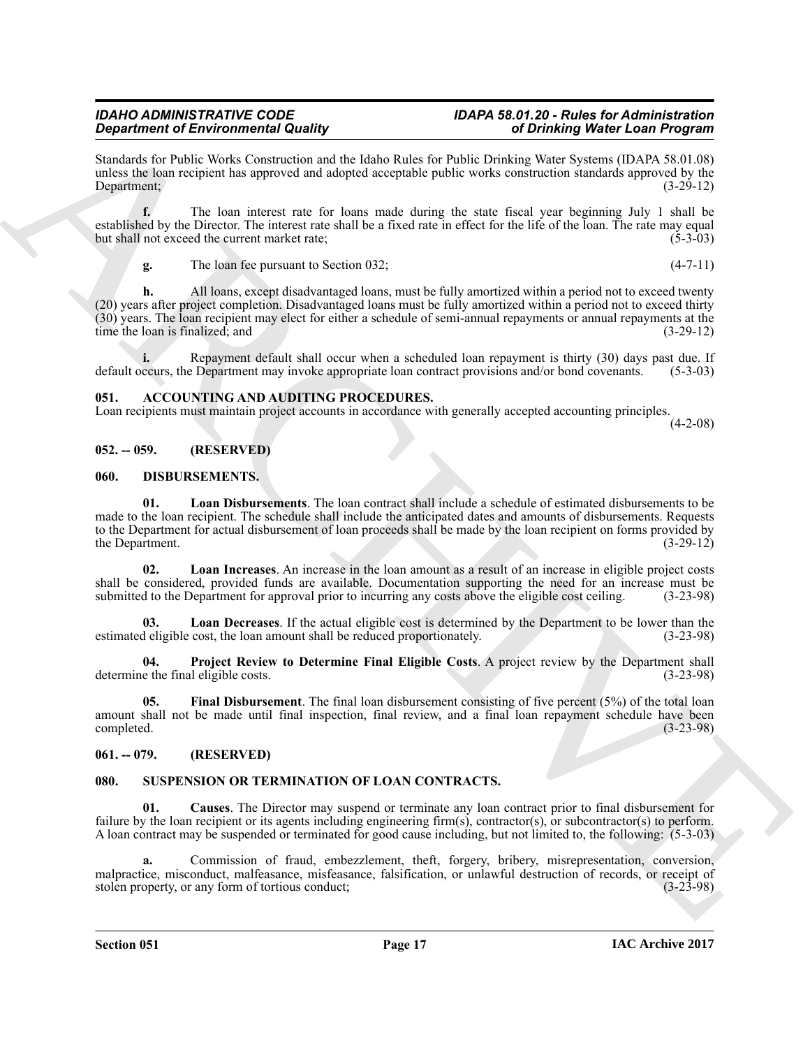Standards for Public Works Construction and the Idaho Rules for Public Drinking Water Systems (IDAPA 58.01.08) unless the loan recipient has approved and adopted acceptable public works construction standards approved by the Department; (3-29-12)

**f.** The loan interest rate for loans made during the state fiscal year beginning July 1 shall be established by the Director. The interest rate shall be a fixed rate in effect for the life of the loan. The rate may equal but shall not exceed the current market rate; (5-3-03)

**g.** The loan fee pursuant to Section 032; (4-7-11)

**h.** All loans, except disadvantaged loans, must be fully amortized within a period not to exceed twenty (20) years after project completion. Disadvantaged loans must be fully amortized within a period not to exceed thirty (30) years. The loan recipient may elect for either a schedule of semi-annual repayments or annual repayments at the time the loan is finalized; and (3-29-12)

**i.** Repayment default shall occur when a scheduled loan repayment is thirty (30) days past due. If default occurs, the Department may invoke appropriate loan contract provisions and/or bond covenants. (5-3-03)

## 051. ACCOUNTING AND AUDITING PROCEDURES.

Loan recipients must maintain project accounts in accordance with generally accepted accounting principles. (4-2-08)

## 052. -- 059. (RESERVED)

## 060. DISBURSEMENTS.

**01. Loan Disbursements**. The loan contract shall include a schedule of estimated disbursements to be made to the loan recipient. The schedule shall include the anticipated dates and amounts of disbursements. Requests to the Department for actual disbursement of loan proceeds shall be made by the loan recipient on forms provided by the Department. (3-29-12)

**02. Loan Increases**. An increase in the loan amount as a result of an increase in eligible project costs shall be considered, provided funds are available. Documentation supporting the need for an increase must be submitted to the Department for approval prior to incurring any costs above the eligible cost ceiling. (3-23-98)

**03. Loan Decreases**. If the actual eligible cost is determined by the Department to be lower than the estimated eligible cost, the loan amount shall be reduced proportionately. (3-23-98)

**04. Project Review to Determine Final Eligible Costs**. A project review by the Department shall determine the final eligible costs. (3-23-98)

**05. Final Disbursement**. The final loan disbursement consisting of five percent (5%) of the total loan amount shall not be made until final inspection, final review, and a final loan repayment schedule have been completed. (3-23-98)

## 061. -- 079. (RESERVED)

## 080. SUSPENSION OR TERMINATION OF LOAN CONTRACTS.

**01. Causes**. The Director may suspend or terminate any loan contract prior to final disbursement for failure by the loan recipient or its agents including engineering firm(s), contractor(s), or subcontractor(s) to perform. A loan contract may be suspended or terminated for good cause including, but not limited to, the following: (5-3-03)

**a.** Commission of fraud, embezzlement, theft, forgery, bribery, misrepresentation, conversion, malpractice, misconduct, malfeasance, misfeasance, falsification, or unlawful destruction of records, or receipt of stolen property, or any form of tortious conduct; (3-23-98)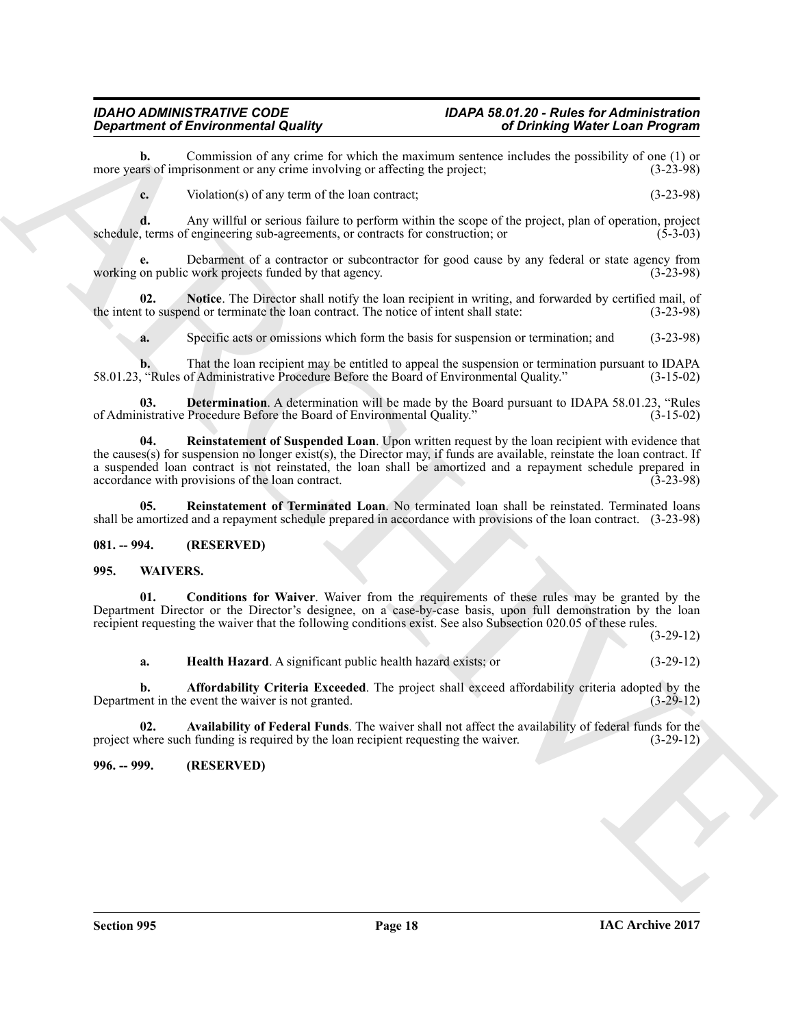**b.** Commission of any crime for which the maximum sentence includes the possibility of one (1) or more years of imprisonment or any crime involving or affecting the project; (3-23-98)

**c.** Violation(s) of any term of the loan contract; (3-23-98)

**d.** Any willful or serious failure to perform within the scope of the project, plan of operation, project schedule, terms of engineering sub-agreements, or contracts for construction; or (5-3-03)

**e.** Debarment of a contractor or subcontractor for good cause by any federal or state agency from working on public work projects funded by that agency. (3-23-98)

**02. Notice**. The Director shall notify the loan recipient in writing, and forwarded by certified mail, of the intent to suspend or terminate the loan contract. The notice of intent shall state: (3-23-98)

**a.** Specific acts or omissions which form the basis for suspension or termination; and (3-23-98)

**b.** That the loan recipient may be entitled to appeal the suspension or termination pursuant to IDAPA 58.01.23, "Rules of Administrative Procedure Before the Board of Environmental Quality." (3-15-02)

**03. Determination**. A determination will be made by the Board pursuant to IDAPA 58.01.23, "Rules of Administrative Procedure Before the Board of Environmental Quality." (3-15-02)

**04. Reinstatement of Suspended Loan**. Upon written request by the loan recipient with evidence that the causes(s) for suspension no longer exist(s), the Director may, if funds are available, reinstate the loan contract. If a suspended loan contract is not reinstated, the loan shall be amortized and a repayment schedule prepared in accordance with provisions of the loan contract. (3-23-98)

**05. Reinstatement of Terminated Loan**. No terminated loan shall be reinstated. Terminated loans shall be amortized and a repayment schedule prepared in accordance with provisions of the loan contract. (3-23-98)

## 081. -- 994. (RESERVED)

## 995. WAIVERS.

**01. Conditions for Waiver**. Waiver from the requirements of these rules may be granted by the Department Director or the Director's designee, on a case-by-case basis, upon full demonstration by the loan recipient requesting the waiver that the following conditions exist. See also Subsection 020.05 of these rules. (3-29-12)

**a. Health Hazard**. A significant public health hazard exists; or (3-29-12)

**b. Affordability Criteria Exceeded**. The project shall exceed affordability criteria adopted by the Department in the event the waiver is not granted. (3-29-12)

**02. Availability of Federal Funds**. The waiver shall not affect the availability of federal funds for the project where such funding is required by the loan recipient requesting the waiver. (3-29-12)

## 996. -- 999. (RESERVED)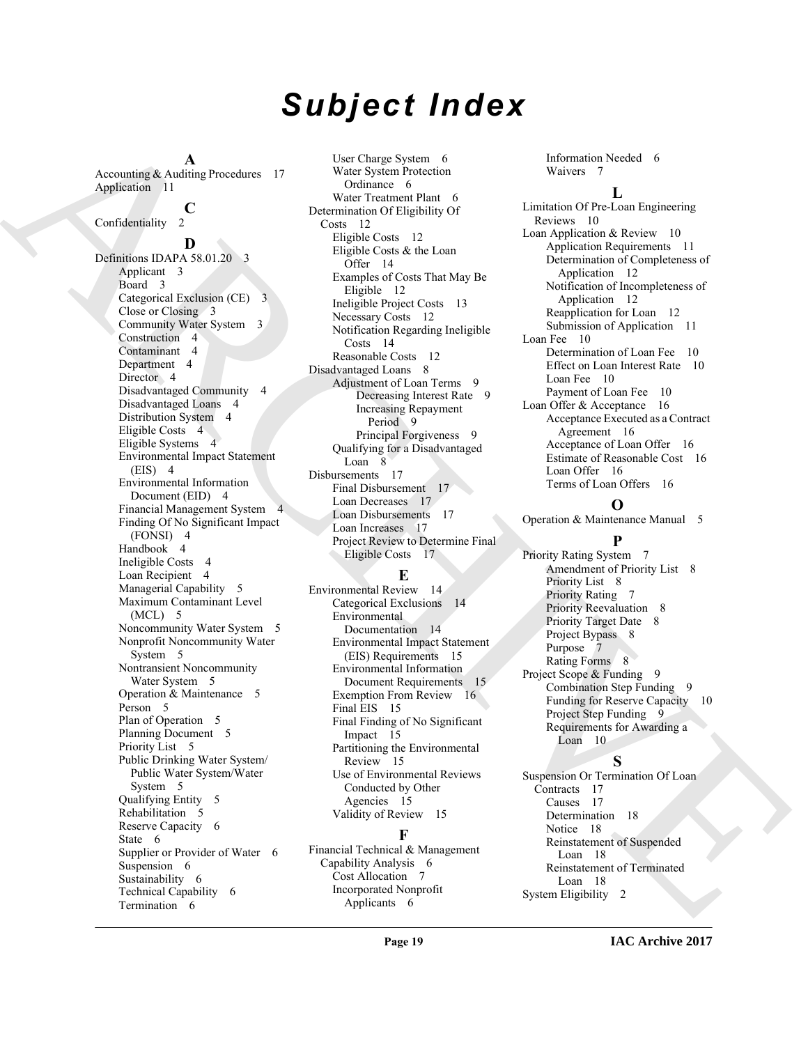# Subject Index

**A**

Accounting & Auditing Procedures 17
Application 11

**C**

Confidentiality 2

**D**

Definitions IDAPA 58.01.20 3
- Applicant 3
- Board 3
- Categorical Exclusion (CE) 3
- Close or Closing 3
- Community Water System 3
- Construction 4
- Contaminant 4
- Department 4
- Director 4
- Disadvantaged Community 4
- Disadvantaged Loans 4
- Distribution System 4
- Eligible Costs 4
- Eligible Systems 4
- Environmental Impact Statement (EIS) 4
- Environmental Information Document (EID) 4
- Financial Management System 4
- Finding Of No Significant Impact (FONSI) 4
- Handbook 4
- Ineligible Costs 4
- Loan Recipient 4
- Managerial Capability 5
- Maximum Contaminant Level (MCL) 5
- Noncommunity Water System 5
- Nonprofit Noncommunity Water System 5
- Nontransient Noncommunity Water System 5
- Operation & Maintenance 5
- Person 5
- Plan of Operation 5
- Planning Document 5
- Priority List 5
- Public Drinking Water System/ Public Water System/Water System 5
- Qualifying Entity 5
- Rehabilitation 5
- Reserve Capacity 6
- State 6
- Supplier or Provider of Water 6
- Suspension 6
- Sustainability 6
- Technical Capability 6
- Termination 6
- User Charge System 6
- Water System Protection Ordinance 6
- Water Treatment Plant 6

Determination Of Eligibility Of Costs 12
- Eligible Costs 12
- Eligible Costs & the Loan Offer 14
- Examples of Costs That May Be Eligible 12
- Ineligible Project Costs 13
- Necessary Costs 12
- Notification Regarding Ineligible Costs 14
- Reasonable Costs 12

Disadvantaged Loans 8
- Adjustment of Loan Terms 9
  - Decreasing Interest Rate 9
  - Increasing Repayment Period 9
  - Principal Forgiveness 9
- Qualifying for a Disadvantaged Loan 8

Disbursements 17
- Final Disbursement 17
- Loan Decreases 17
- Loan Disbursements 17
- Loan Increases 17
- Project Review to Determine Final Eligible Costs 17

**E**

Environmental Review 14
- Categorical Exclusions 14
- Environmental Documentation 14
- Environmental Impact Statement (EIS) Requirements 15
- Environmental Information Document Requirements 15
- Exemption From Review 16
- Final EIS 15
- Final Finding of No Significant Impact 15
- Partitioning the Environmental Review 15
- Use of Environmental Reviews Conducted by Other Agencies 15
- Validity of Review 15

**F**

Financial Technical & Management Capability Analysis 6
- Cost Allocation 7
- Incorporated Nonprofit Applicants 6
- Information Needed 6
- Waivers 7

**L**

Limitation Of Pre-Loan Engineering Reviews 10

Loan Application & Review 10
- Application Requirements 11
- Determination of Completeness of Application 12
- Notification of Incompleteness of Application 12
- Reapplication for Loan 12
- Submission of Application 11

Loan Fee 10
- Determination of Loan Fee 10
- Effect on Loan Interest Rate 10
- Loan Fee 10
- Payment of Loan Fee 10

Loan Offer & Acceptance 16
- Acceptance Executed as a Contract Agreement 16
- Acceptance of Loan Offer 16
- Estimate of Reasonable Cost 16
- Loan Offer 16
- Terms of Loan Offers 16

**O**

Operation & Maintenance Manual 5

**P**

Priority Rating System 7
- Amendment of Priority List 8
- Priority List 8
- Priority Rating 7
- Priority Reevaluation 8
- Priority Target Date 8
- Project Bypass 8
- Purpose 7
- Rating Forms 8

Project Scope & Funding 9
- Combination Step Funding 9
- Funding for Reserve Capacity 10
- Project Step Funding 9
- Requirements for Awarding a Loan 10

**S**

Suspension Or Termination Of Loan Contracts 17
- Causes 17
- Determination 18
- Notice 18
- Reinstatement of Suspended Loan 18
- Reinstatement of Terminated Loan 18

System Eligibility 2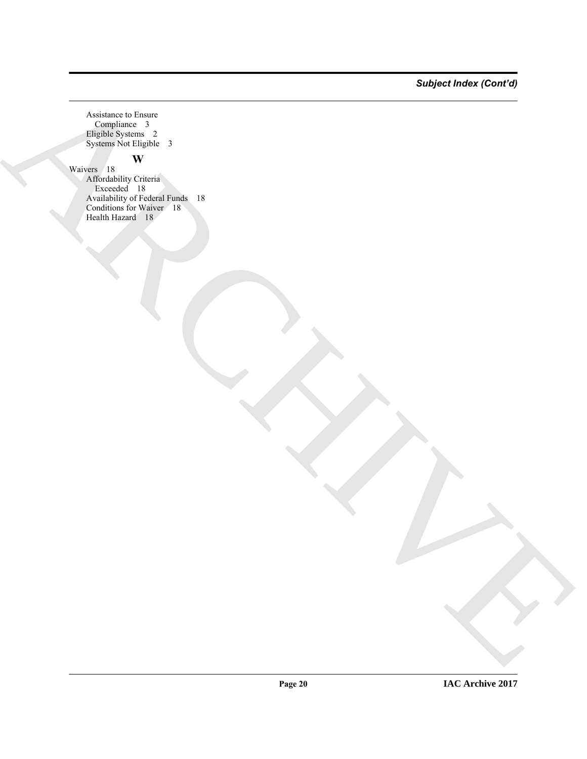Assistance to Ensure Compliance 3
Eligible Systems 2
Systems Not Eligible 3

**W**

Waivers 18
Affordability Criteria Exceeded 18
Availability of Federal Funds 18
Conditions for Waiver 18
Health Hazard 18